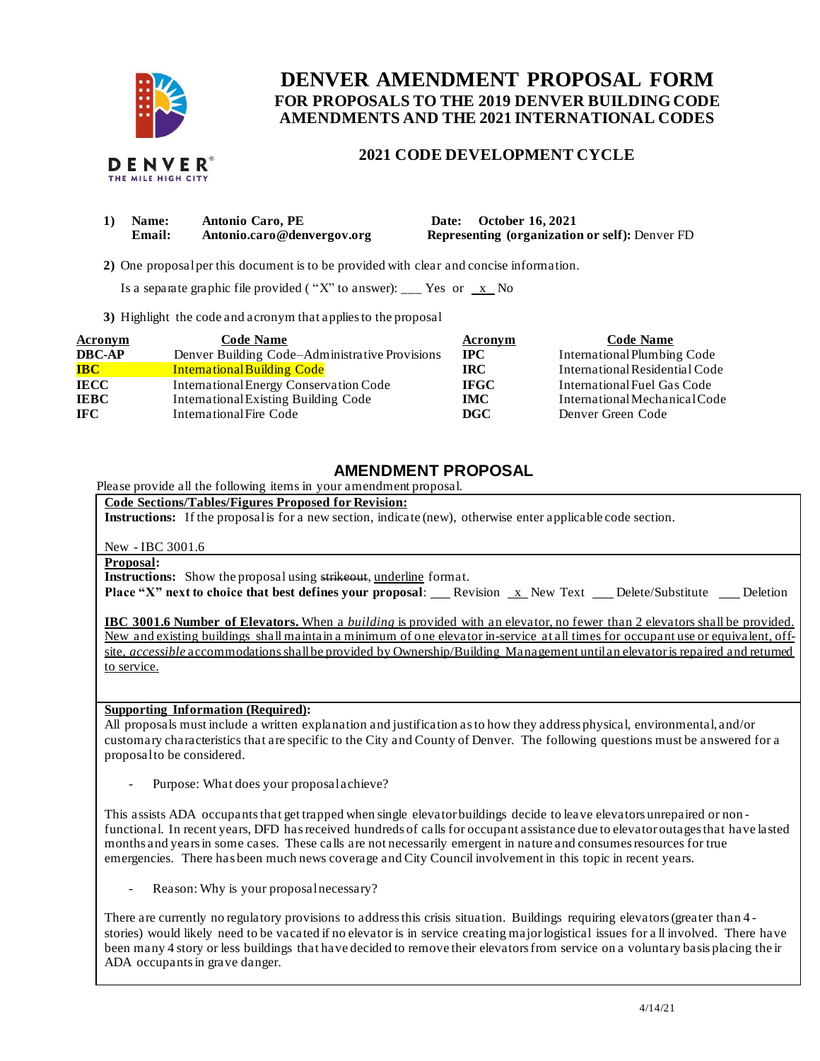# DENVER AMENDMENT PROPOSAL FORM

## FOR PROPOSALS TO THE 2019 DENVER BUILDING CODE AMENDMENTS AND THE 2021 INTERNATIONAL CODES

### 2021 CODE DEVELOPMENT CYCLE

**1) Name:** Antonio Caro, PE  **Date:** October 16, 2021
**Email:** Antonio.caro@denvergov.org  **Representing (organization or self):** Denver FD

**2)** One proposal per this document is to be provided with clear and concise information.

Is a separate graphic file provided ("X" to answer): ___ Yes or _x_ No

**3)** Highlight the code and acronym that applies to the proposal

| Acronym | Code Name | Acronym | Code Name |
|---|---|---|---|
| **DBC-AP** | Denver Building Code–Administrative Provisions | **IPC** | International Plumbing Code |
| **IBC** | International Building Code | **IRC** | International Residential Code |
| **IECC** | International Energy Conservation Code | **IFGC** | International Fuel Gas Code |
| **IEBC** | International Existing Building Code | **IMC** | International Mechanical Code |
| **IFC** | International Fire Code | **DGC** | Denver Green Code |

## AMENDMENT PROPOSAL

Please provide all the following items in your amendment proposal.

**Code Sections/Tables/Figures Proposed for Revision:**

**Instructions:** If the proposal is for a new section, indicate (new), otherwise enter applicable code section.

New - IBC 3001.6

**Proposal:**

**Instructions:** Show the proposal using ~~strikeout~~, underline format.

**Place "X" next to choice that best defines your proposal**: ___ Revision _x_ New Text ___ Delete/Substitute ___ Deletion

**IBC 3001.6 Number of Elevators.** When a *building* is provided with an elevator, no fewer than 2 elevators shall be provided. New and existing buildings shall maintain a minimum of one elevator in-service at all times for occupant use or equivalent, off-site, *accessible* accommodations shall be provided by Ownership/Building Management until an elevator is repaired and returned to service.

**Supporting Information (Required):**

All proposals must include a written explanation and justification as to how they address physical, environmental, and/or customary characteristics that are specific to the City and County of Denver. The following questions must be answered for a proposal to be considered.

- Purpose: What does your proposal achieve?

This assists ADA occupants that get trapped when single elevator buildings decide to leave elevators unrepaired or non-functional. In recent years, DFD has received hundreds of calls for occupant assistance due to elevator outages that have lasted months and years in some cases. These calls are not necessarily emergent in nature and consumes resources for true emergencies. There has been much news coverage and City Council involvement in this topic in recent years.

- Reason: Why is your proposal necessary?

There are currently no regulatory provisions to address this crisis situation. Buildings requiring elevators (greater than 4-stories) would likely need to be vacated if no elevator is in service creating major logistical issues for all involved. There have been many 4 story or less buildings that have decided to remove their elevators from service on a voluntary basis placing their ADA occupants in grave danger.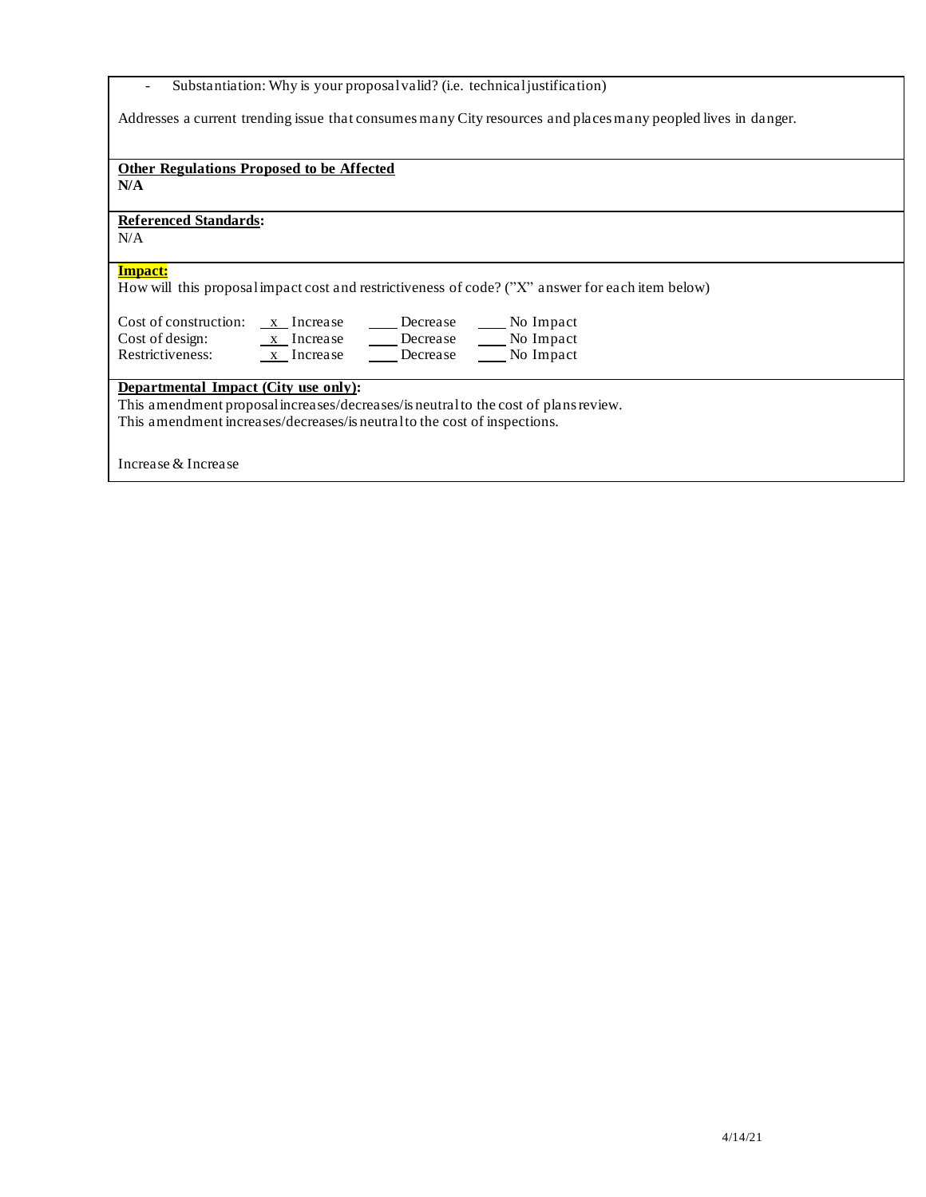- Substantiation: Why is your proposal valid? (i.e. technical justification)

Addresses a current trending issue that consumes many City resources and places many peopled lives in danger.

**Other Regulations Proposed to be Affected**
**N/A**

**Referenced Standards:**
N/A

**Impact:**
How will this proposal impact cost and restrictiveness of code? ("X" answer for each item below)

| | | | |
|---|---|---|---|
| Cost of construction: | x Increase | ___ Decrease | ___ No Impact |
| Cost of design: | x Increase | ___ Decrease | ___ No Impact |
| Restrictiveness: | x Increase | ___ Decrease | ___ No Impact |

**Departmental Impact (City use only):**
This amendment proposal increases/decreases/is neutral to the cost of plans review.
This amendment increases/decreases/is neutral to the cost of inspections.

Increase & Increase

4/14/21